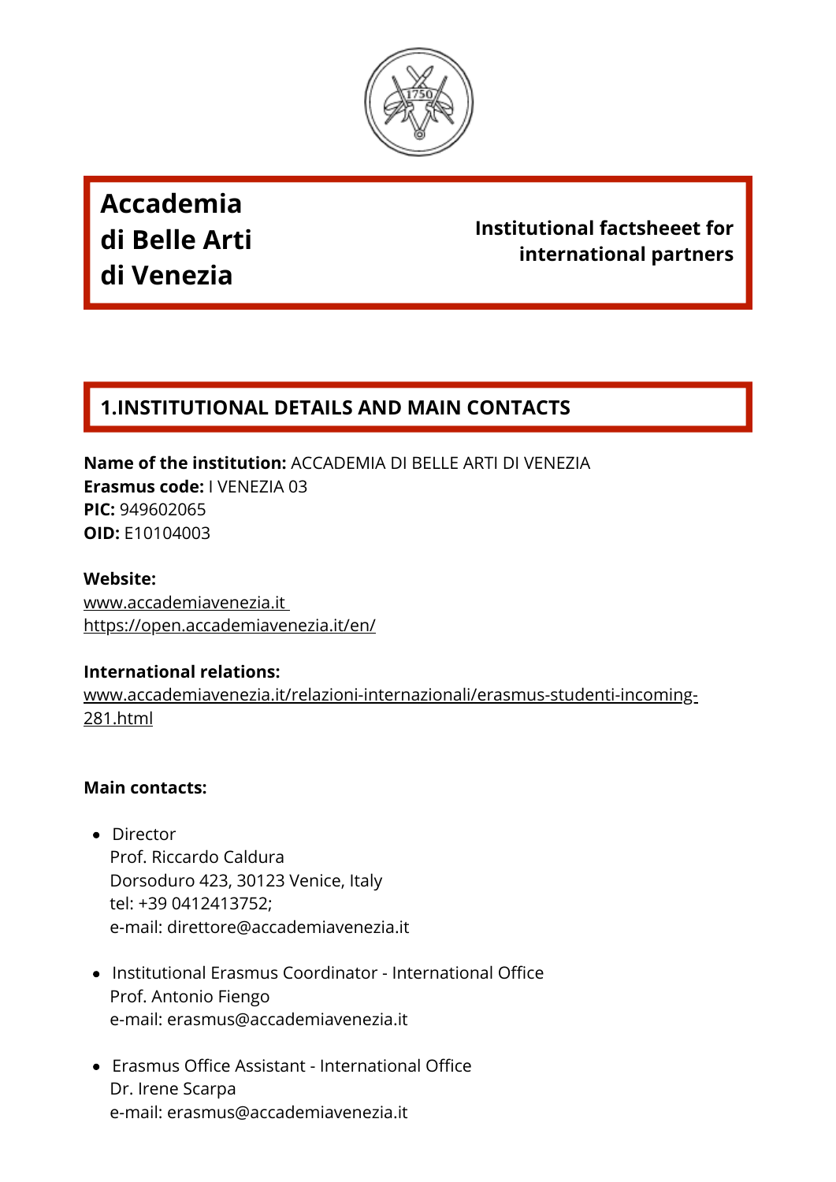# Accademia di Belle Arti di Venezia

**Institutional factsheeet for international partners**

## 1.INSTITUTIONAL DETAILS AND MAIN CONTACTS

**Name of the institution:** ACCADEMIA DI BELLE ARTI DI VENEZIA
**Erasmus code:** I VENEZIA 03
**PIC:** 949602065
**OID:** E10104003

**Website:**
www.accademiavenezia.it
https://open.accademiavenezia.it/en/

**International relations:**
www.accademiavenezia.it/relazioni-internazionali/erasmus-studenti-incoming-281.html

**Main contacts:**

- Director
  Prof. Riccardo Caldura
  Dorsoduro 423, 30123 Venice, Italy
  tel: +39 0412413752;
  e-mail: direttore@accademiavenezia.it

- Institutional Erasmus Coordinator - International Office
  Prof. Antonio Fiengo
  e-mail: erasmus@accademiavenezia.it

- Erasmus Office Assistant - International Office
  Dr. Irene Scarpa
  e-mail: erasmus@accademiavenezia.it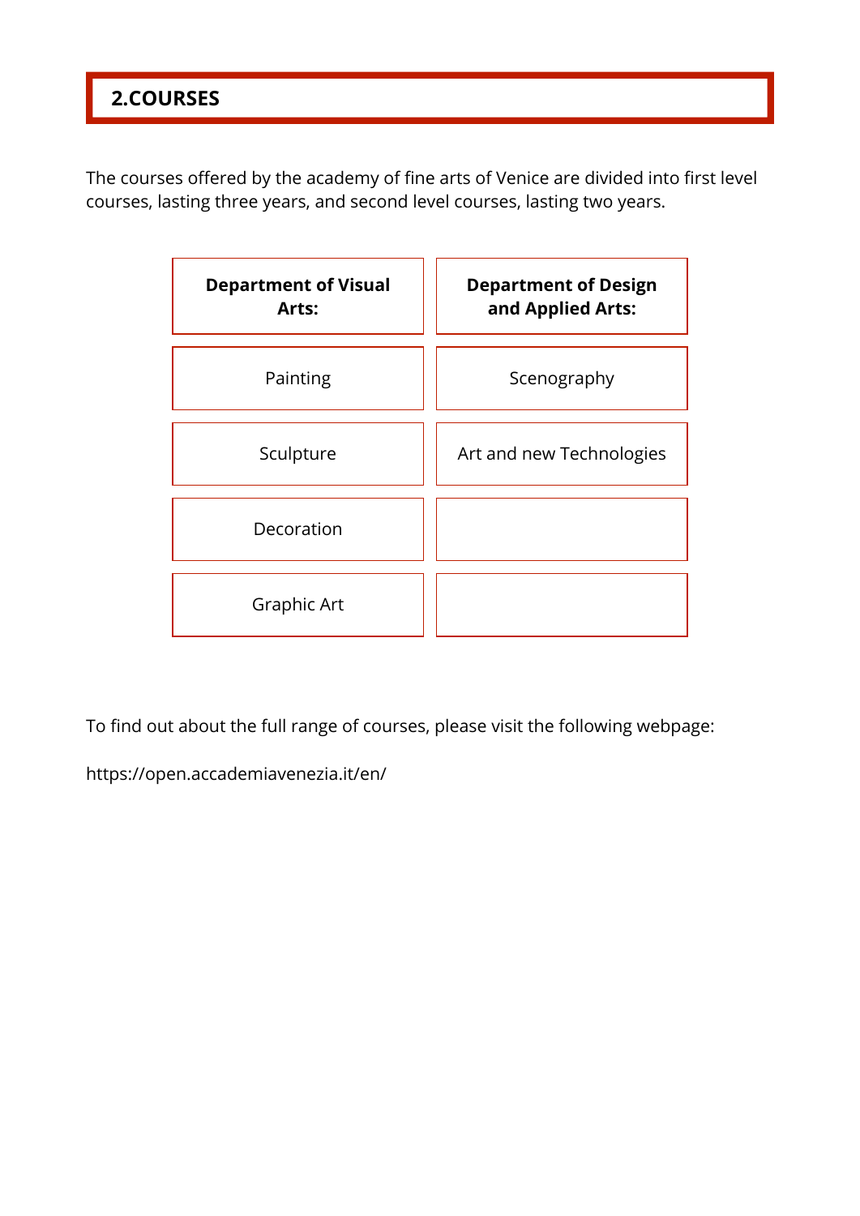## 2.COURSES

The courses offered by the academy of fine arts of Venice are divided into first level courses, lasting three years, and second level courses, lasting two years.

| **Department of Visual Arts:** | **Department of Design and Applied Arts:** |
|---|---|
| Painting | Scenography |
| Sculpture | Art and new Technologies |
| Decoration | |
| Graphic Art | |

To find out about the full range of courses, please visit the following webpage:

https://open.accademiavenezia.it/en/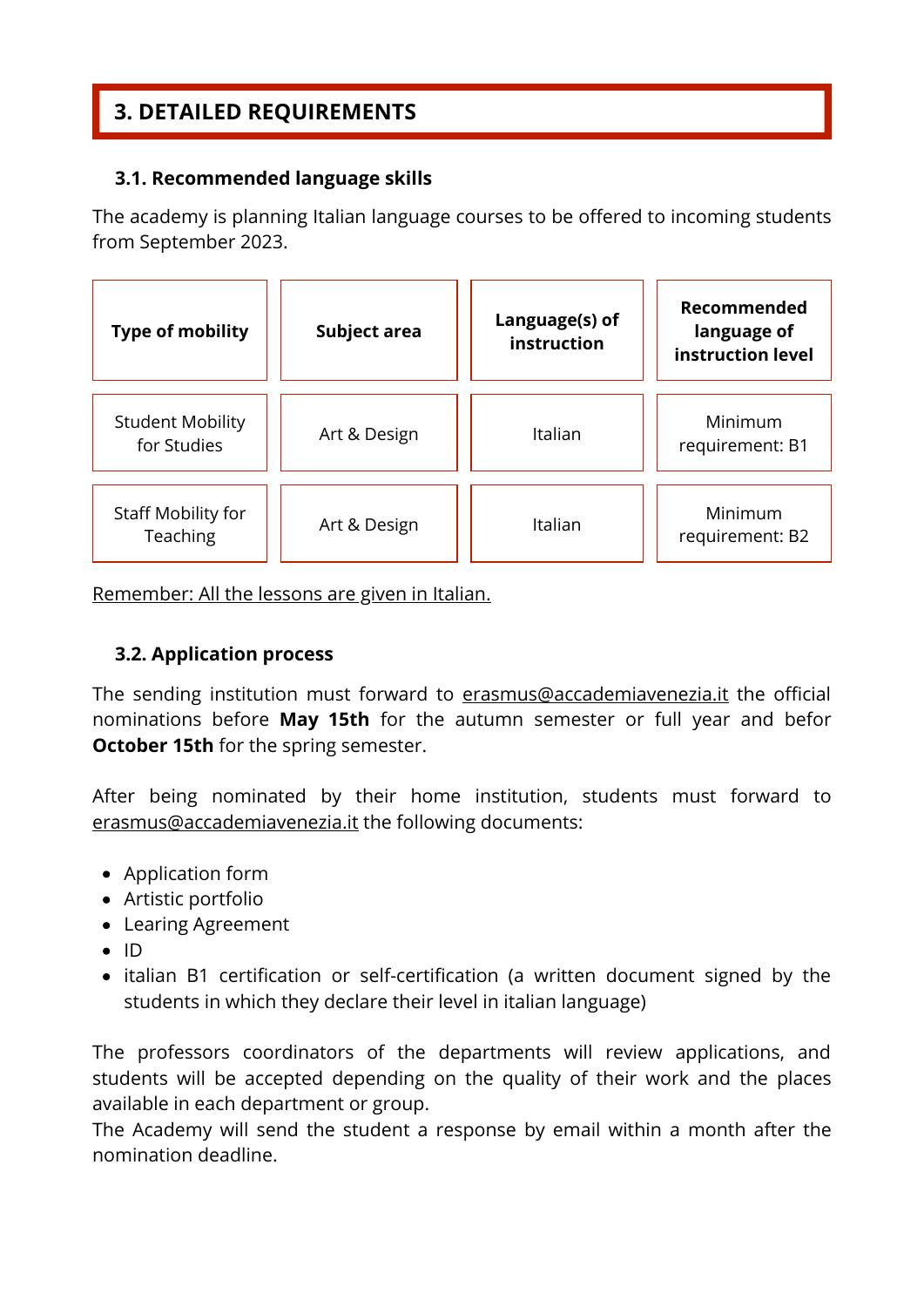## 3. DETAILED REQUIREMENTS

### 3.1. Recommended language skills

The academy is planning Italian language courses to be offered to incoming students from September 2023.

| Type of mobility | Subject area | Language(s) of instruction | Recommended language of instruction level |
|---|---|---|---|
| Student Mobility for Studies | Art & Design | Italian | Minimum requirement: B1 |
| Staff Mobility for Teaching | Art & Design | Italian | Minimum requirement: B2 |

Remember: All the lessons are given in Italian.

### 3.2. Application process

The sending institution must forward to erasmus@accademiavenezia.it the official nominations before **May 15th** for the autumn semester or full year and befor **October 15th** for the spring semester.

After being nominated by their home institution, students must forward to erasmus@accademiavenezia.it the following documents:

- Application form
- Artistic portfolio
- Learing Agreement
- ID
- italian B1 certification or self-certification (a written document signed by the students in which they declare their level in italian language)

The professors coordinators of the departments will review applications, and students will be accepted depending on the quality of their work and the places available in each department or group.
The Academy will send the student a response by email within a month after the nomination deadline.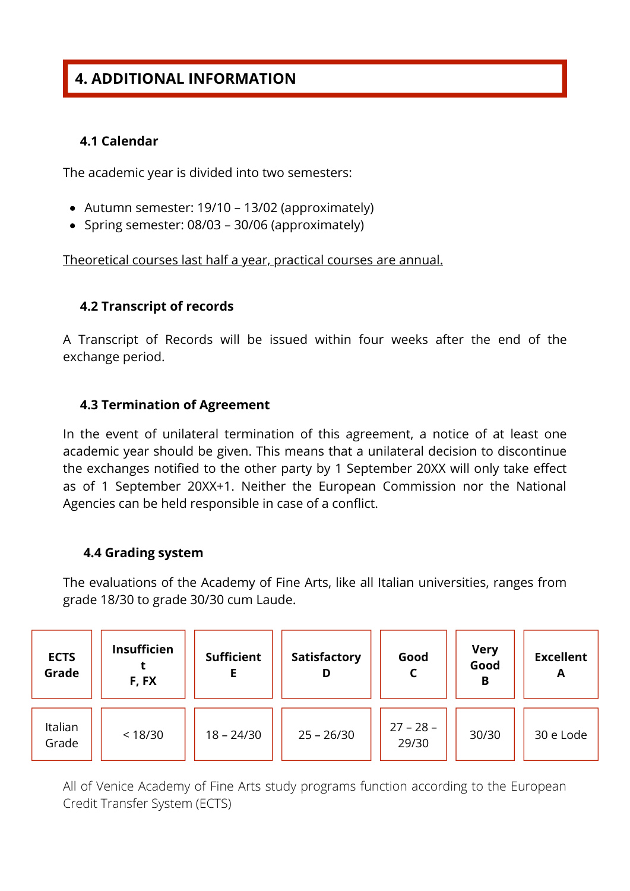## 4. ADDITIONAL INFORMATION

### 4.1 Calendar

The academic year is divided into two semesters:

- Autumn semester: 19/10 – 13/02 (approximately)
- Spring semester: 08/03 – 30/06 (approximately)

Theoretical courses last half a year, practical courses are annual.

### 4.2 Transcript of records

A Transcript of Records will be issued within four weeks after the end of the exchange period.

### 4.3 Termination of Agreement

In the event of unilateral termination of this agreement, a notice of at least one academic year should be given. This means that a unilateral decision to discontinue the exchanges notified to the other party by 1 September 20XX will only take effect as of 1 September 20XX+1. Neither the European Commission nor the National Agencies can be held responsible in case of a conflict.

### 4.4 Grading system

The evaluations of the Academy of Fine Arts, like all Italian universities, ranges from grade 18/30 to grade 30/30 cum Laude.

| **ECTS Grade** | **Insufficient F, FX** | **Sufficient E** | **Satisfactory D** | **Good C** | **Very Good B** | **Excellent A** |
|---|---|---|---|---|---|---|
| Italian Grade | < 18/30 | 18 – 24/30 | 25 – 26/30 | 27 – 28 – 29/30 | 30/30 | 30 e Lode |

All of Venice Academy of Fine Arts study programs function according to the European Credit Transfer System (ECTS)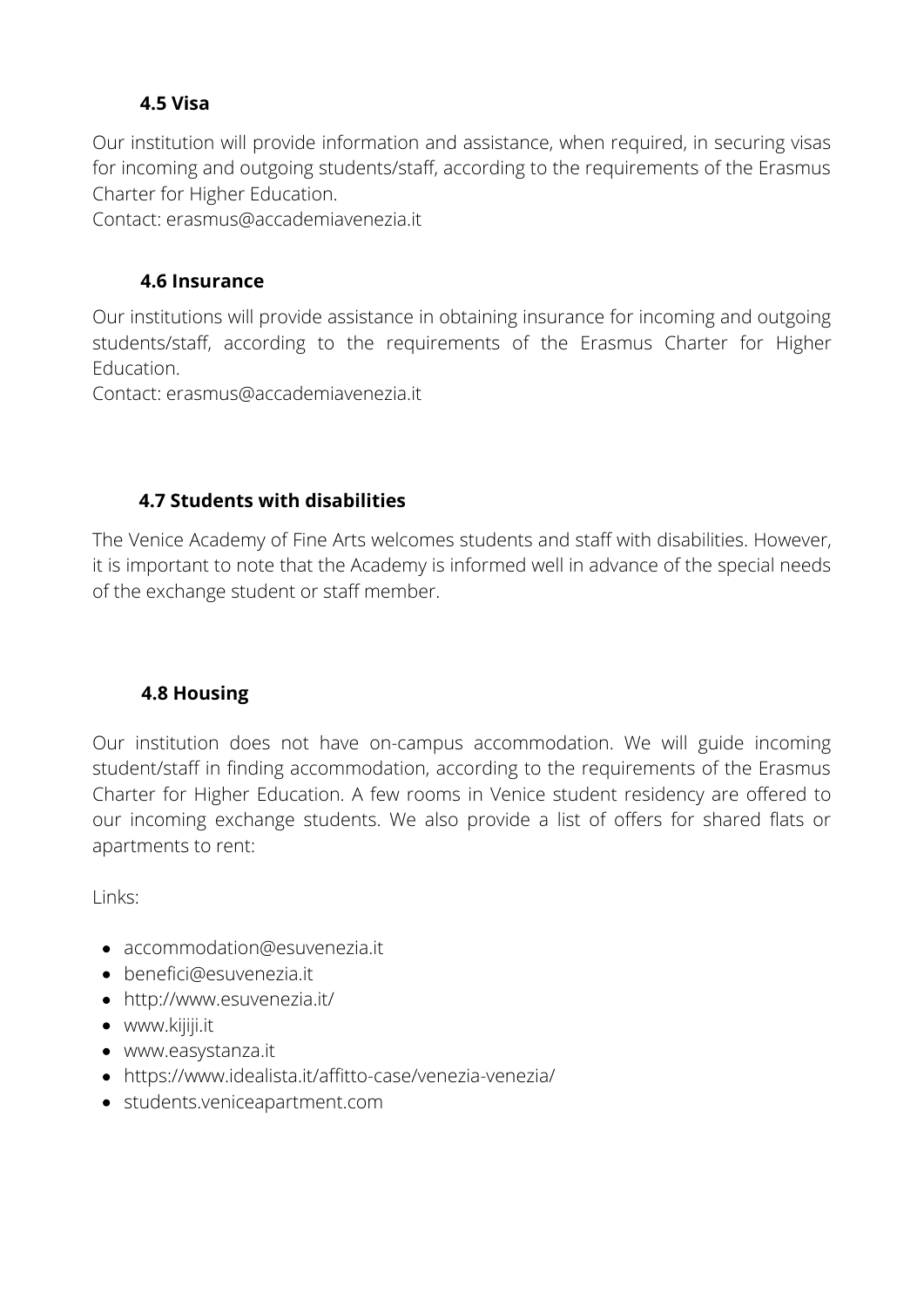### 4.5 Visa

Our institution will provide information and assistance, when required, in securing visas for incoming and outgoing students/staff, according to the requirements of the Erasmus Charter for Higher Education.
Contact: erasmus@accademiavenezia.it

### 4.6 Insurance

Our institutions will provide assistance in obtaining insurance for incoming and outgoing students/staff, according to the requirements of the Erasmus Charter for Higher Education.
Contact: erasmus@accademiavenezia.it

### 4.7 Students with disabilities

The Venice Academy of Fine Arts welcomes students and staff with disabilities. However, it is important to note that the Academy is informed well in advance of the special needs of the exchange student or staff member.

### 4.8 Housing

Our institution does not have on-campus accommodation. We will guide incoming student/staff in finding accommodation, according to the requirements of the Erasmus Charter for Higher Education. A few rooms in Venice student residency are offered to our incoming exchange students. We also provide a list of offers for shared flats or apartments to rent:

Links:

- accommodation@esuvenezia.it
- benefici@esuvenezia.it
- http://www.esuvenezia.it/
- www.kijiji.it
- www.easystanza.it
- https://www.idealista.it/affitto-case/venezia-venezia/
- students.veniceapartment.com